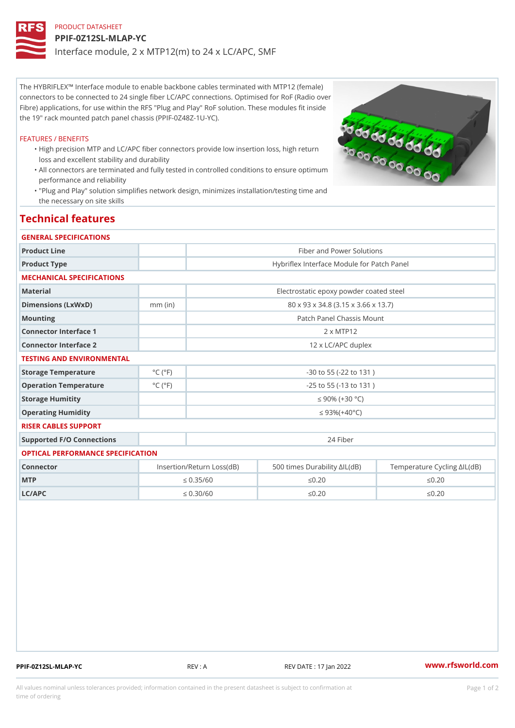PRODUCT DATASHEET

# PPIF-0Z12SL-MLAP-YC

Interface module, 2 x MTP12(m) to 24 x LC/APC, SMF

The HYBRIFLEX™ Interface module to enable backbone cables terminated with MTP12 (female) connectors to be connected to 24 single fiber LC/APC connections. Optimised for RoF (Radio over Fibre) applications, for use within the RFS "Plug and Play" RoF solution. These modules fit inside the 19" rack mounted patch panel chassis (PPIF-0Z48Z-1U-YC).

FEATURES / BENEFITS

- High precision MTP and LC/APC fiber connectors provide low insertion loss, high return loss and excellent stability and durability
- All connectors are terminated and fully tested in controlled conditions to ensure optimum performance and reliability
- "Plug and Play" solution simplifies network design, minimizes installation/testing time and the necessary on site skills

## Technical features

### GENERAL SPECIFICATIONS

| | | |
|---|---|---|
| Product Line | | Fiber and Power Solutions |
| Product Type | | Hybriflex Interface Module for Patch Panel |

### MECHANICAL SPECIFICATIONS

| | | |
|---|---|---|
| Material | | Electrostatic epoxy powder coated steel |
| Dimensions (LxWxD) | mm (in) | 80 x 93 x 34.8 (3.15 x 3.66 x 13.7) |
| Mounting | | Patch Panel Chassis Mount |
| Connector Interface 1 | | 2 x MTP12 |
| Connector Interface 2 | | 12 x LC/APC duplex |

### TESTING AND ENVIRONMENTAL

| | | |
|---|---|---|
| Storage Temperature | °C (°F) | -30 to 55 (-22 to 131 ) |
| Operation Temperature | °C (°F) | -25 to 55 (-13 to 131 ) |
| Storage Humidity | | ≤ 90% (+30 °C) |
| Operating Humidity | | ≤ 93%(+40°C) |

### RISER CABLES SUPPORT

| | | |
|---|---|---|
| Supported F/O Connections | | 24 Fiber |

### OPTICAL PERFORMANCE SPECIFICATION

| Connector | Insertion/Return Loss(dB) | 500 times Durability ΔIL(dB) | Temperature Cycling ΔIL(dB) |
|---|---|---|---|
| MTP | ≤ 0.35/60 | ≤0.20 | ≤0.20 |
| LC/APC | ≤ 0.30/60 | ≤0.20 | ≤0.20 |

PPIF-0Z12SL-MLAP-YC REV : A REV DATE : 17 Jan 2022 www.rfsworld.com

All values nominal unless tolerances provided; information contained in the present datasheet is subject to confirmation at time of ordering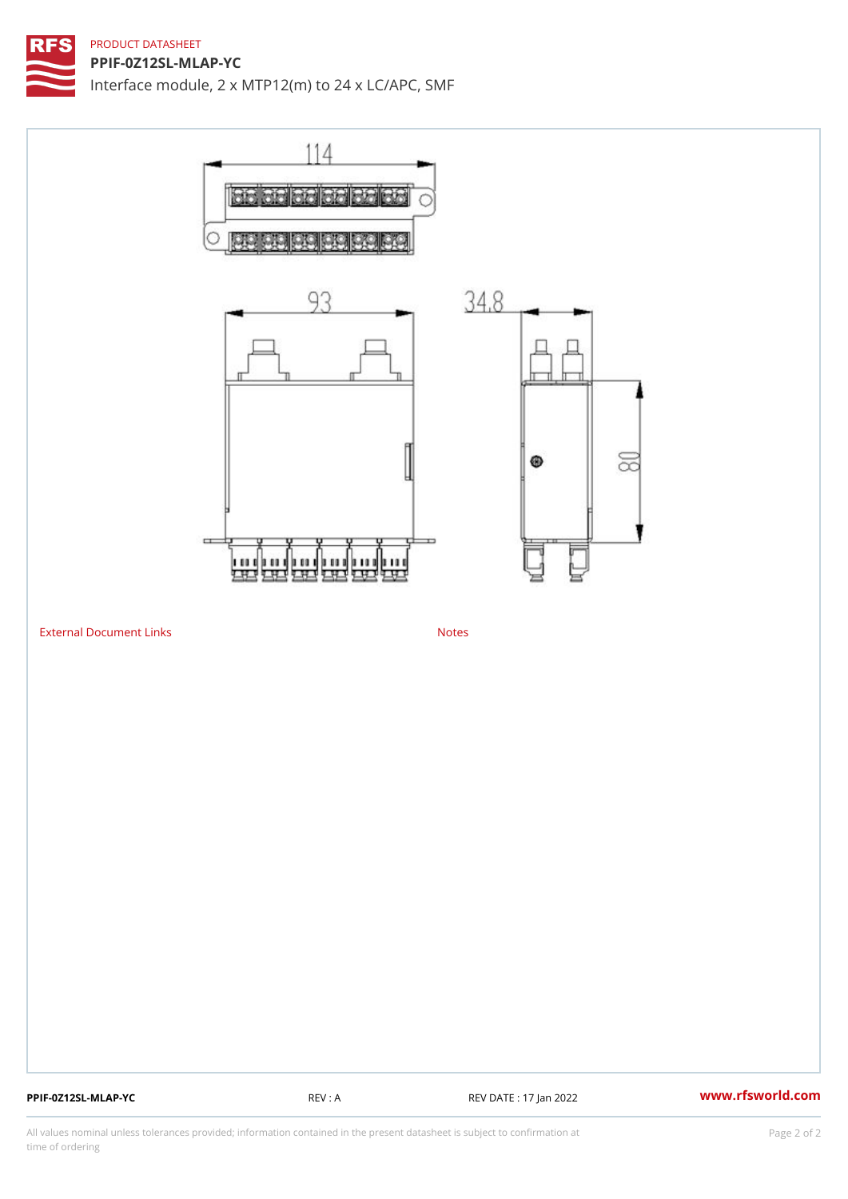PRODUCT DATASHEET

PPIF-0Z12SL-MLAP-YC

Interface module, 2 x MTP12(m) to 24 x LC/APC, SMF

114

93

34.8

80

External Document Links

Notes

PPIF-0Z12SL-MLAP-YC REV : A REV DATE : 17 Jan 2022 www.rfsworld.com

All values nominal unless tolerances provided; information contained in the present datasheet is subject to confirmation at time of ordering